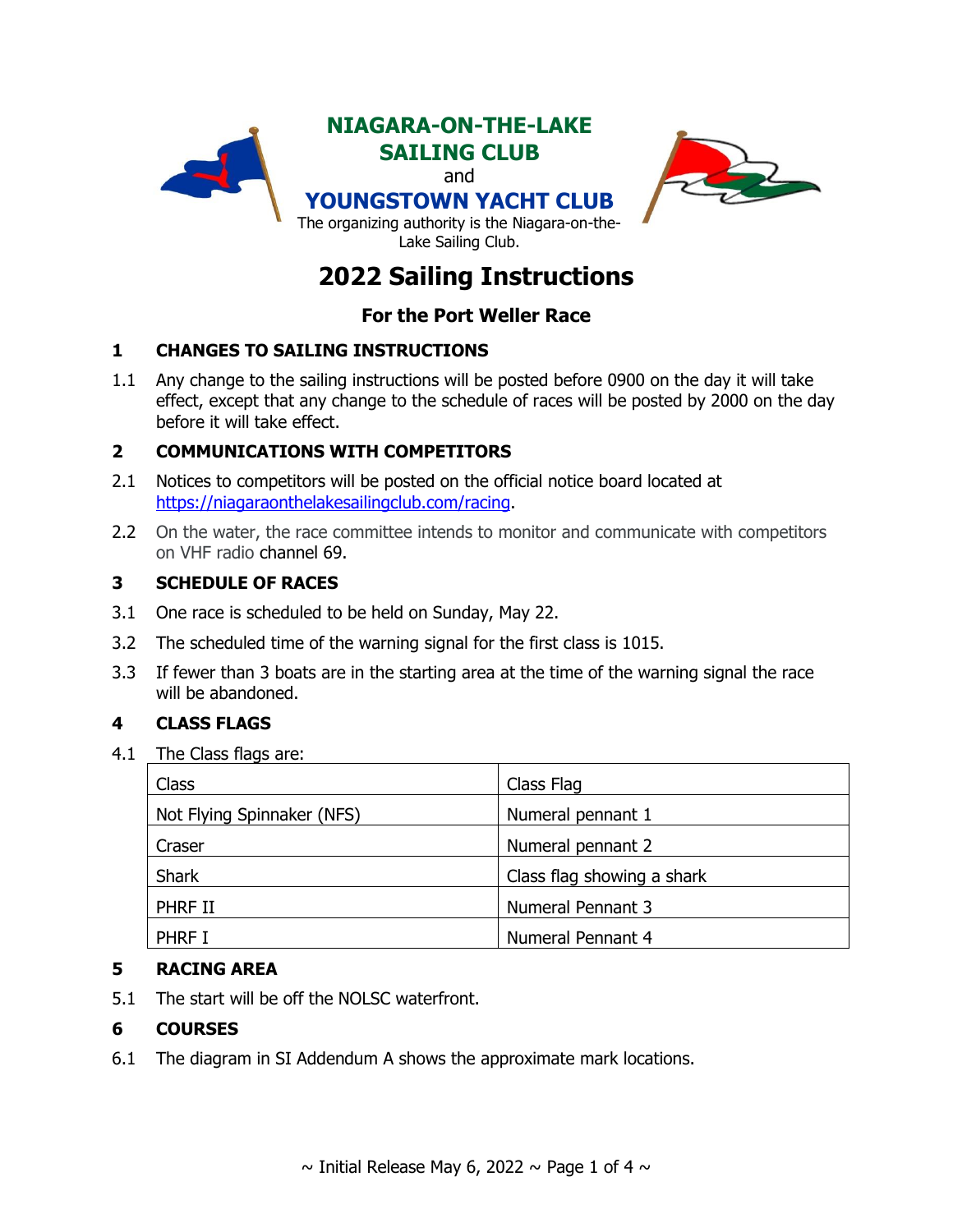# NIAGARA-ON-THE-LAKE SAILING CLUB

and

# YOUNGSTOWN YACHT CLUB

The organizing authority is the Niagara-on-the-Lake Sailing Club.

# 2022 Sailing Instructions

## For the Port Weller Race

### 1 CHANGES TO SAILING INSTRUCTIONS

1.1 Any change to the sailing instructions will be posted before 0900 on the day it will take effect, except that any change to the schedule of races will be posted by 2000 on the day before it will take effect.

### 2 COMMUNICATIONS WITH COMPETITORS

2.1 Notices to competitors will be posted on the official notice board located at https://niagaraonthelakesailingclub.com/racing.

2.2 On the water, the race committee intends to monitor and communicate with competitors on VHF radio channel 69.

### 3 SCHEDULE OF RACES

3.1 One race is scheduled to be held on Sunday, May 22.

3.2 The scheduled time of the warning signal for the first class is 1015.

3.3 If fewer than 3 boats are in the starting area at the time of the warning signal the race will be abandoned.

### 4 CLASS FLAGS

4.1 The Class flags are:

| Class | Class Flag |
|---|---|
| Not Flying Spinnaker (NFS) | Numeral pennant 1 |
| Craser | Numeral pennant 2 |
| Shark | Class flag showing a shark |
| PHRF II | Numeral Pennant 3 |
| PHRF I | Numeral Pennant 4 |

### 5 RACING AREA

5.1 The start will be off the NOLSC waterfront.

### 6 COURSES

6.1 The diagram in SI Addendum A shows the approximate mark locations.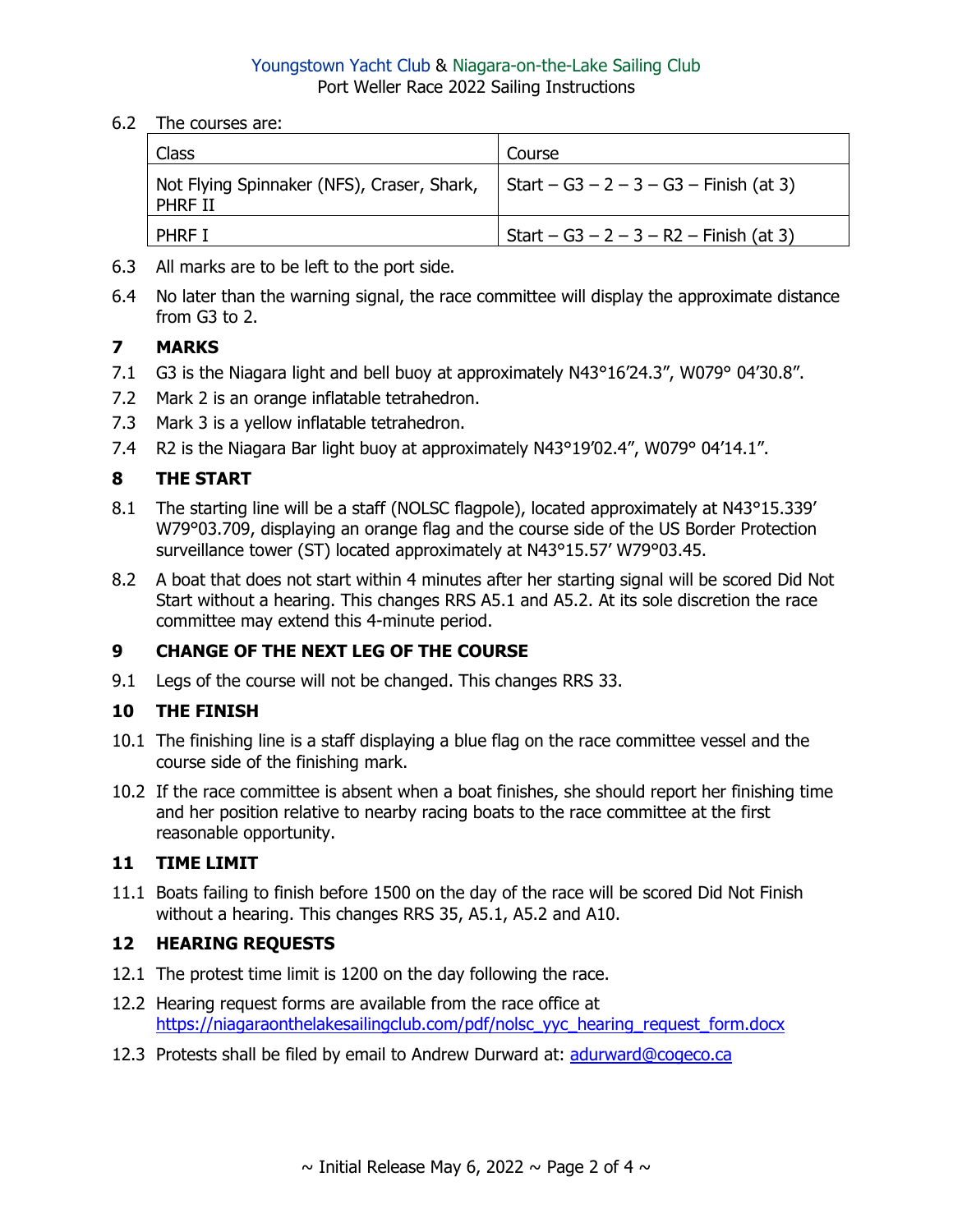6.2 The courses are:

| Class | Course |
|---|---|
| Not Flying Spinnaker (NFS), Craser, Shark, PHRF II | Start – G3 – 2 – 3 – G3 – Finish (at 3) |
| PHRF I | Start – G3 – 2 – 3 – R2 – Finish (at 3) |

6.3 All marks are to be left to the port side.

6.4 No later than the warning signal, the race committee will display the approximate distance from G3 to 2.

## 7 MARKS

7.1 G3 is the Niagara light and bell buoy at approximately N43°16'24.3", W079° 04'30.8".

7.2 Mark 2 is an orange inflatable tetrahedron.

7.3 Mark 3 is a yellow inflatable tetrahedron.

7.4 R2 is the Niagara Bar light buoy at approximately N43°19'02.4", W079° 04'14.1".

## 8 THE START

8.1 The starting line will be a staff (NOLSC flagpole), located approximately at N43°15.339' W79°03.709, displaying an orange flag and the course side of the US Border Protection surveillance tower (ST) located approximately at N43°15.57' W79°03.45.

8.2 A boat that does not start within 4 minutes after her starting signal will be scored Did Not Start without a hearing. This changes RRS A5.1 and A5.2. At its sole discretion the race committee may extend this 4-minute period.

## 9 CHANGE OF THE NEXT LEG OF THE COURSE

9.1 Legs of the course will not be changed. This changes RRS 33.

## 10 THE FINISH

10.1 The finishing line is a staff displaying a blue flag on the race committee vessel and the course side of the finishing mark.

10.2 If the race committee is absent when a boat finishes, she should report her finishing time and her position relative to nearby racing boats to the race committee at the first reasonable opportunity.

## 11 TIME LIMIT

11.1 Boats failing to finish before 1500 on the day of the race will be scored Did Not Finish without a hearing. This changes RRS 35, A5.1, A5.2 and A10.

## 12 HEARING REQUESTS

12.1 The protest time limit is 1200 on the day following the race.

12.2 Hearing request forms are available from the race office at https://niagaraonthelakesailingclub.com/pdf/nolsc_yyc_hearing_request_form.docx

12.3 Protests shall be filed by email to Andrew Durward at: adurward@cogeco.ca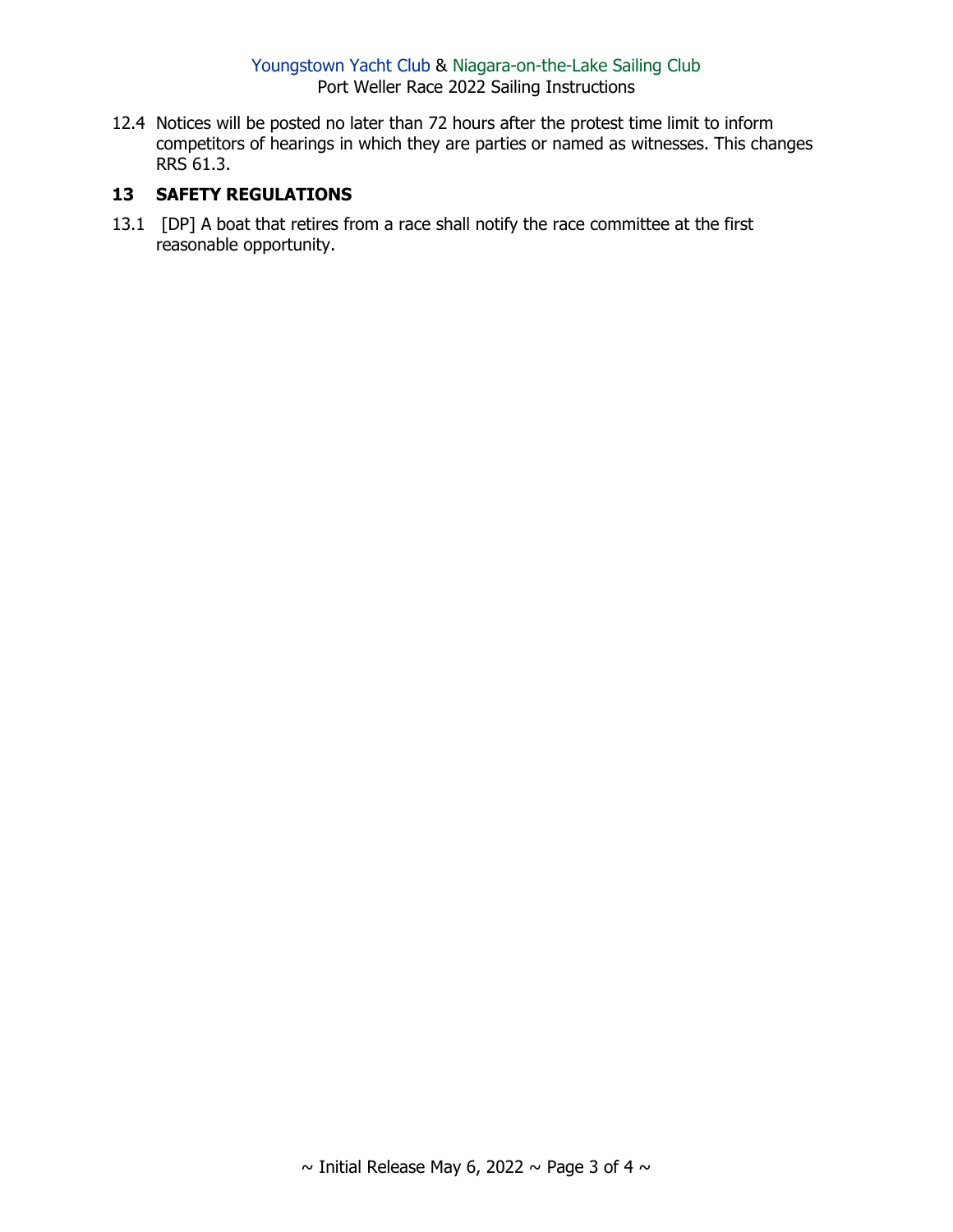12.4 Notices will be posted no later than 72 hours after the protest time limit to inform competitors of hearings in which they are parties or named as witnesses. This changes RRS 61.3.

## 13 SAFETY REGULATIONS

13.1 [DP] A boat that retires from a race shall notify the race committee at the first reasonable opportunity.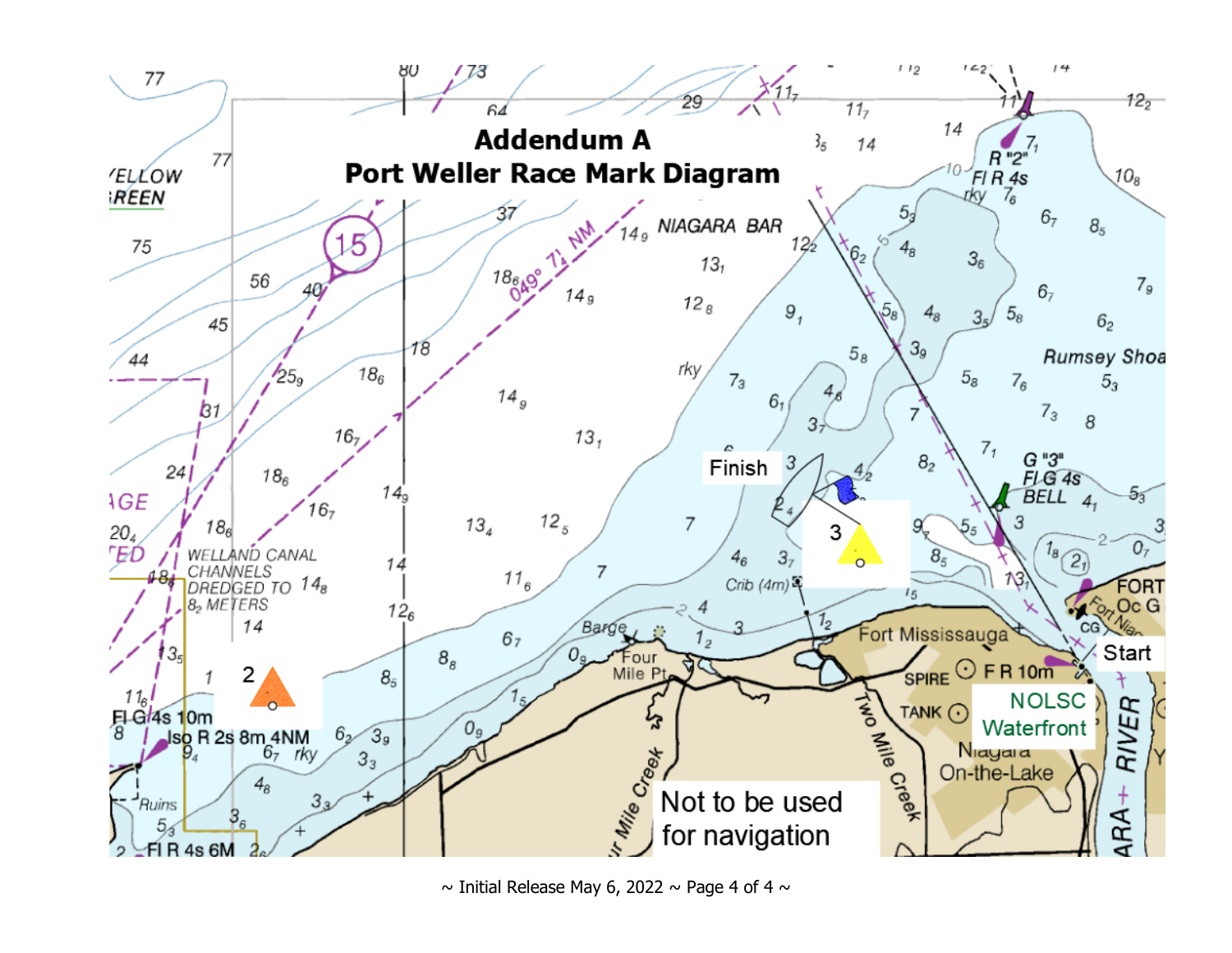# Addendum A
# Port Weller Race Mark Diagram

15

049° 7¼ NM

NIAGARA BAR

WELLAND CANAL CHANNELS DREDGED TO 8.2 METERS

Finish

3

2

Start

Fort Mississauga

NOLSC Waterfront

Niagara On-the-Lake

Four Mile Pt

Two Mile Creek

Crib (4m)

Barge

R "2" Fl R 4s

G "3" Fl G 4s BELL

Rumsey Shoal

FORT

Fort Niagara

SPIRE

TANK

F R 10m

Fl G 4s 10m

Iso R 2s 8m 4NM

Fl R 4s 6M

RIVER

Not to be used for navigation